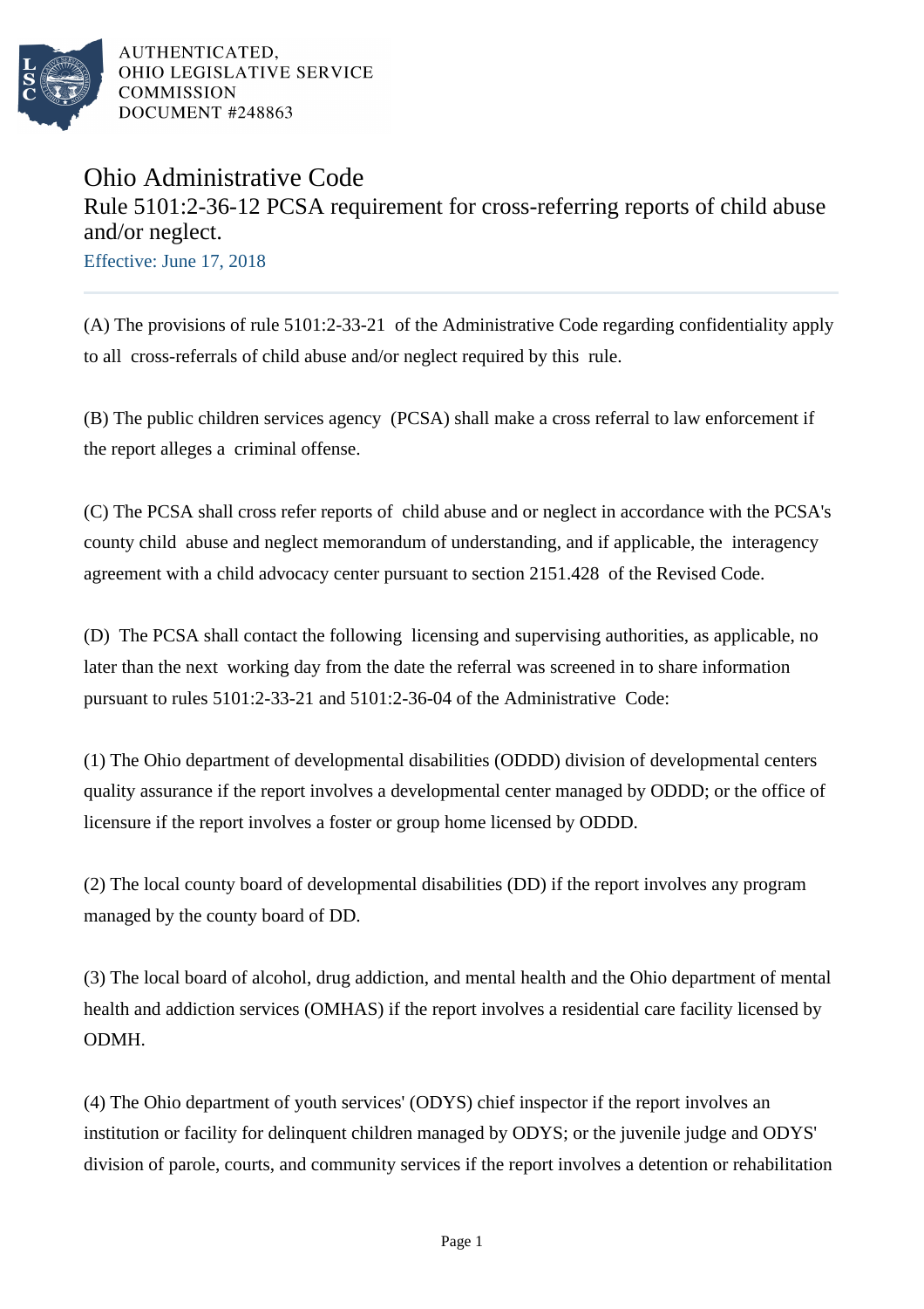# Ohio Administrative Code

## Rule 5101:2-36-12 PCSA requirement for cross-referring reports of child abuse and/or neglect.

Effective: June 17, 2018

(A) The provisions of rule 5101:2-33-21 of the Administrative Code regarding confidentiality apply to all cross-referrals of child abuse and/or neglect required by this rule.

(B) The public children services agency (PCSA) shall make a cross referral to law enforcement if the report alleges a criminal offense.

(C) The PCSA shall cross refer reports of child abuse and or neglect in accordance with the PCSA's county child abuse and neglect memorandum of understanding, and if applicable, the interagency agreement with a child advocacy center pursuant to section 2151.428 of the Revised Code.

(D) The PCSA shall contact the following licensing and supervising authorities, as applicable, no later than the next working day from the date the referral was screened in to share information pursuant to rules 5101:2-33-21 and 5101:2-36-04 of the Administrative Code:

(1) The Ohio department of developmental disabilities (ODDD) division of developmental centers quality assurance if the report involves a developmental center managed by ODDD; or the office of licensure if the report involves a foster or group home licensed by ODDD.

(2) The local county board of developmental disabilities (DD) if the report involves any program managed by the county board of DD.

(3) The local board of alcohol, drug addiction, and mental health and the Ohio department of mental health and addiction services (OMHAS) if the report involves a residential care facility licensed by ODMH.

(4) The Ohio department of youth services' (ODYS) chief inspector if the report involves an institution or facility for delinquent children managed by ODYS; or the juvenile judge and ODYS' division of parole, courts, and community services if the report involves a detention or rehabilitation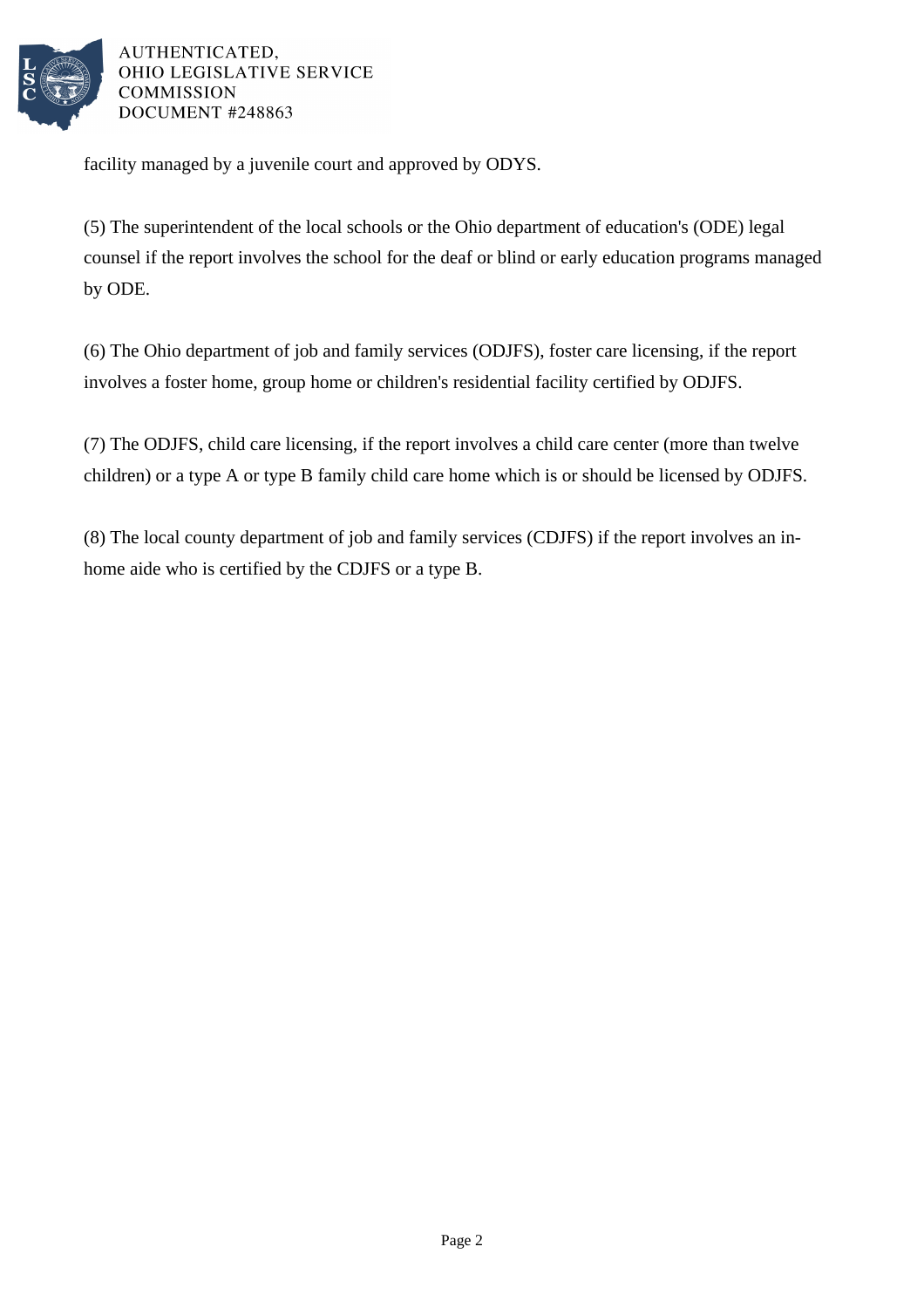facility managed by a juvenile court and approved by ODYS.

(5) The superintendent of the local schools or the Ohio department of education's (ODE) legal counsel if the report involves the school for the deaf or blind or early education programs managed by ODE.

(6) The Ohio department of job and family services (ODJFS), foster care licensing, if the report involves a foster home, group home or children's residential facility certified by ODJFS.

(7) The ODJFS, child care licensing, if the report involves a child care center (more than twelve children) or a type A or type B family child care home which is or should be licensed by ODJFS.

(8) The local county department of job and family services (CDJFS) if the report involves an in-home aide who is certified by the CDJFS or a type B.